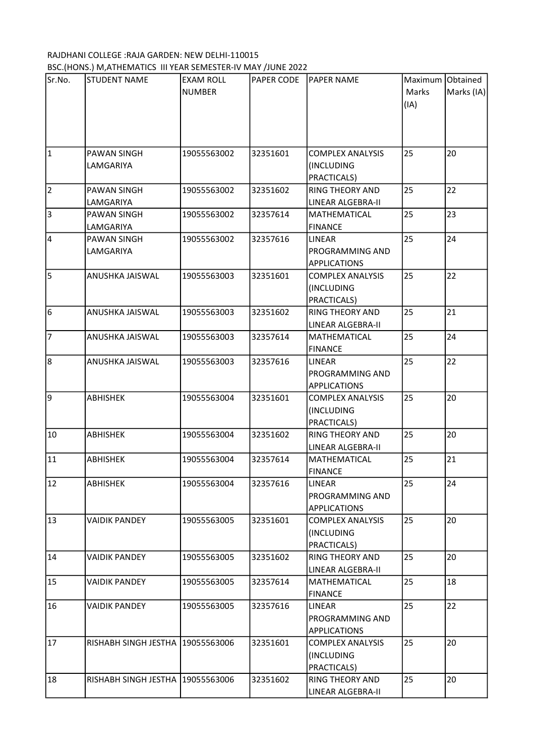RAJDHANI COLLEGE :RAJA GARDEN: NEW DELHI-110015

BSC.(HONS.) M,ATHEMATICS III YEAR SEMESTER-IV MAY /JUNE 2022

| Sr.No. | STUDENT NAME | EXAM ROLL NUMBER | PAPER CODE | PAPER NAME | Maximum Marks (IA) | Obtained Marks (IA) |
|---|---|---|---|---|---|---|
| 1 | PAWAN SINGH LAMGARIYA | 19055563002 | 32351601 | COMPLEX ANALYSIS (INCLUDING PRACTICALS) | 25 | 20 |
| 2 | PAWAN SINGH LAMGARIYA | 19055563002 | 32351602 | RING THEORY AND LINEAR ALGEBRA-II | 25 | 22 |
| 3 | PAWAN SINGH LAMGARIYA | 19055563002 | 32357614 | MATHEMATICAL FINANCE | 25 | 23 |
| 4 | PAWAN SINGH LAMGARIYA | 19055563002 | 32357616 | LINEAR PROGRAMMING AND APPLICATIONS | 25 | 24 |
| 5 | ANUSHKA JAISWAL | 19055563003 | 32351601 | COMPLEX ANALYSIS (INCLUDING PRACTICALS) | 25 | 22 |
| 6 | ANUSHKA JAISWAL | 19055563003 | 32351602 | RING THEORY AND LINEAR ALGEBRA-II | 25 | 21 |
| 7 | ANUSHKA JAISWAL | 19055563003 | 32357614 | MATHEMATICAL FINANCE | 25 | 24 |
| 8 | ANUSHKA JAISWAL | 19055563003 | 32357616 | LINEAR PROGRAMMING AND APPLICATIONS | 25 | 22 |
| 9 | ABHISHEK | 19055563004 | 32351601 | COMPLEX ANALYSIS (INCLUDING PRACTICALS) | 25 | 20 |
| 10 | ABHISHEK | 19055563004 | 32351602 | RING THEORY AND LINEAR ALGEBRA-II | 25 | 20 |
| 11 | ABHISHEK | 19055563004 | 32357614 | MATHEMATICAL FINANCE | 25 | 21 |
| 12 | ABHISHEK | 19055563004 | 32357616 | LINEAR PROGRAMMING AND APPLICATIONS | 25 | 24 |
| 13 | VAIDIK PANDEY | 19055563005 | 32351601 | COMPLEX ANALYSIS (INCLUDING PRACTICALS) | 25 | 20 |
| 14 | VAIDIK PANDEY | 19055563005 | 32351602 | RING THEORY AND LINEAR ALGEBRA-II | 25 | 20 |
| 15 | VAIDIK PANDEY | 19055563005 | 32357614 | MATHEMATICAL FINANCE | 25 | 18 |
| 16 | VAIDIK PANDEY | 19055563005 | 32357616 | LINEAR PROGRAMMING AND APPLICATIONS | 25 | 22 |
| 17 | RISHABH SINGH JESTHA | 19055563006 | 32351601 | COMPLEX ANALYSIS (INCLUDING PRACTICALS) | 25 | 20 |
| 18 | RISHABH SINGH JESTHA | 19055563006 | 32351602 | RING THEORY AND LINEAR ALGEBRA-II | 25 | 20 |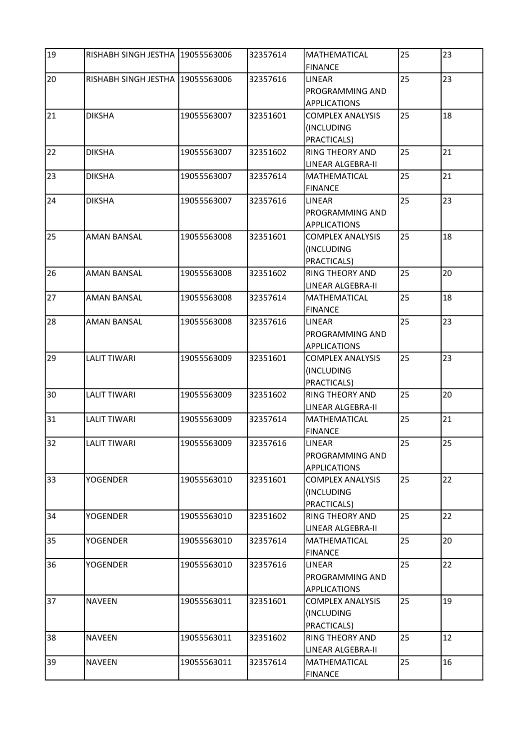| 19 | RISHABH SINGH JESTHA | 19055563006 | 32357614 | MATHEMATICAL FINANCE | 25 | 23 |
|---|---|---|---|---|---|---|
| 20 | RISHABH SINGH JESTHA | 19055563006 | 32357616 | LINEAR PROGRAMMING AND APPLICATIONS | 25 | 23 |
| 21 | DIKSHA | 19055563007 | 32351601 | COMPLEX ANALYSIS (INCLUDING PRACTICALS) | 25 | 18 |
| 22 | DIKSHA | 19055563007 | 32351602 | RING THEORY AND LINEAR ALGEBRA-II | 25 | 21 |
| 23 | DIKSHA | 19055563007 | 32357614 | MATHEMATICAL FINANCE | 25 | 21 |
| 24 | DIKSHA | 19055563007 | 32357616 | LINEAR PROGRAMMING AND APPLICATIONS | 25 | 23 |
| 25 | AMAN BANSAL | 19055563008 | 32351601 | COMPLEX ANALYSIS (INCLUDING PRACTICALS) | 25 | 18 |
| 26 | AMAN BANSAL | 19055563008 | 32351602 | RING THEORY AND LINEAR ALGEBRA-II | 25 | 20 |
| 27 | AMAN BANSAL | 19055563008 | 32357614 | MATHEMATICAL FINANCE | 25 | 18 |
| 28 | AMAN BANSAL | 19055563008 | 32357616 | LINEAR PROGRAMMING AND APPLICATIONS | 25 | 23 |
| 29 | LALIT TIWARI | 19055563009 | 32351601 | COMPLEX ANALYSIS (INCLUDING PRACTICALS) | 25 | 23 |
| 30 | LALIT TIWARI | 19055563009 | 32351602 | RING THEORY AND LINEAR ALGEBRA-II | 25 | 20 |
| 31 | LALIT TIWARI | 19055563009 | 32357614 | MATHEMATICAL FINANCE | 25 | 21 |
| 32 | LALIT TIWARI | 19055563009 | 32357616 | LINEAR PROGRAMMING AND APPLICATIONS | 25 | 25 |
| 33 | YOGENDER | 19055563010 | 32351601 | COMPLEX ANALYSIS (INCLUDING PRACTICALS) | 25 | 22 |
| 34 | YOGENDER | 19055563010 | 32351602 | RING THEORY AND LINEAR ALGEBRA-II | 25 | 22 |
| 35 | YOGENDER | 19055563010 | 32357614 | MATHEMATICAL FINANCE | 25 | 20 |
| 36 | YOGENDER | 19055563010 | 32357616 | LINEAR PROGRAMMING AND APPLICATIONS | 25 | 22 |
| 37 | NAVEEN | 19055563011 | 32351601 | COMPLEX ANALYSIS (INCLUDING PRACTICALS) | 25 | 19 |
| 38 | NAVEEN | 19055563011 | 32351602 | RING THEORY AND LINEAR ALGEBRA-II | 25 | 12 |
| 39 | NAVEEN | 19055563011 | 32357614 | MATHEMATICAL FINANCE | 25 | 16 |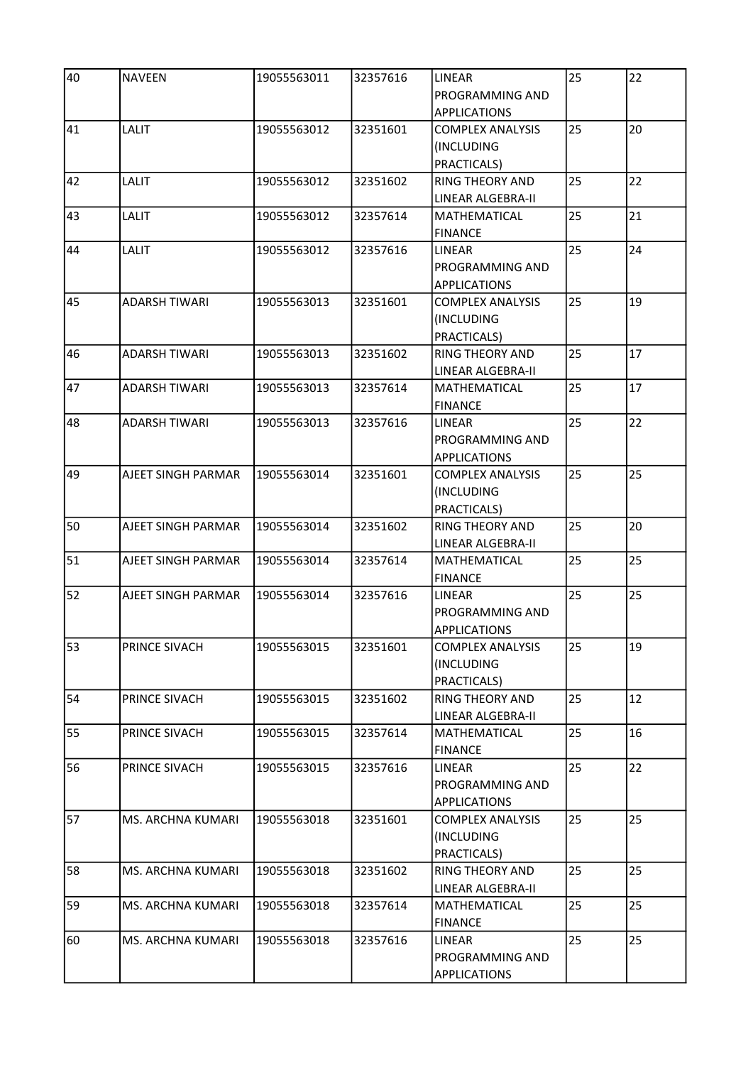| 40 | NAVEEN | 19055563011 | 32357616 | LINEAR PROGRAMMING AND APPLICATIONS | 25 | 22 |
|---|---|---|---|---|---|---|
| 41 | LALIT | 19055563012 | 32351601 | COMPLEX ANALYSIS (INCLUDING PRACTICALS) | 25 | 20 |
| 42 | LALIT | 19055563012 | 32351602 | RING THEORY AND LINEAR ALGEBRA-II | 25 | 22 |
| 43 | LALIT | 19055563012 | 32357614 | MATHEMATICAL FINANCE | 25 | 21 |
| 44 | LALIT | 19055563012 | 32357616 | LINEAR PROGRAMMING AND APPLICATIONS | 25 | 24 |
| 45 | ADARSH TIWARI | 19055563013 | 32351601 | COMPLEX ANALYSIS (INCLUDING PRACTICALS) | 25 | 19 |
| 46 | ADARSH TIWARI | 19055563013 | 32351602 | RING THEORY AND LINEAR ALGEBRA-II | 25 | 17 |
| 47 | ADARSH TIWARI | 19055563013 | 32357614 | MATHEMATICAL FINANCE | 25 | 17 |
| 48 | ADARSH TIWARI | 19055563013 | 32357616 | LINEAR PROGRAMMING AND APPLICATIONS | 25 | 22 |
| 49 | AJEET SINGH PARMAR | 19055563014 | 32351601 | COMPLEX ANALYSIS (INCLUDING PRACTICALS) | 25 | 25 |
| 50 | AJEET SINGH PARMAR | 19055563014 | 32351602 | RING THEORY AND LINEAR ALGEBRA-II | 25 | 20 |
| 51 | AJEET SINGH PARMAR | 19055563014 | 32357614 | MATHEMATICAL FINANCE | 25 | 25 |
| 52 | AJEET SINGH PARMAR | 19055563014 | 32357616 | LINEAR PROGRAMMING AND APPLICATIONS | 25 | 25 |
| 53 | PRINCE SIVACH | 19055563015 | 32351601 | COMPLEX ANALYSIS (INCLUDING PRACTICALS) | 25 | 19 |
| 54 | PRINCE SIVACH | 19055563015 | 32351602 | RING THEORY AND LINEAR ALGEBRA-II | 25 | 12 |
| 55 | PRINCE SIVACH | 19055563015 | 32357614 | MATHEMATICAL FINANCE | 25 | 16 |
| 56 | PRINCE SIVACH | 19055563015 | 32357616 | LINEAR PROGRAMMING AND APPLICATIONS | 25 | 22 |
| 57 | MS. ARCHNA KUMARI | 19055563018 | 32351601 | COMPLEX ANALYSIS (INCLUDING PRACTICALS) | 25 | 25 |
| 58 | MS. ARCHNA KUMARI | 19055563018 | 32351602 | RING THEORY AND LINEAR ALGEBRA-II | 25 | 25 |
| 59 | MS. ARCHNA KUMARI | 19055563018 | 32357614 | MATHEMATICAL FINANCE | 25 | 25 |
| 60 | MS. ARCHNA KUMARI | 19055563018 | 32357616 | LINEAR PROGRAMMING AND APPLICATIONS | 25 | 25 |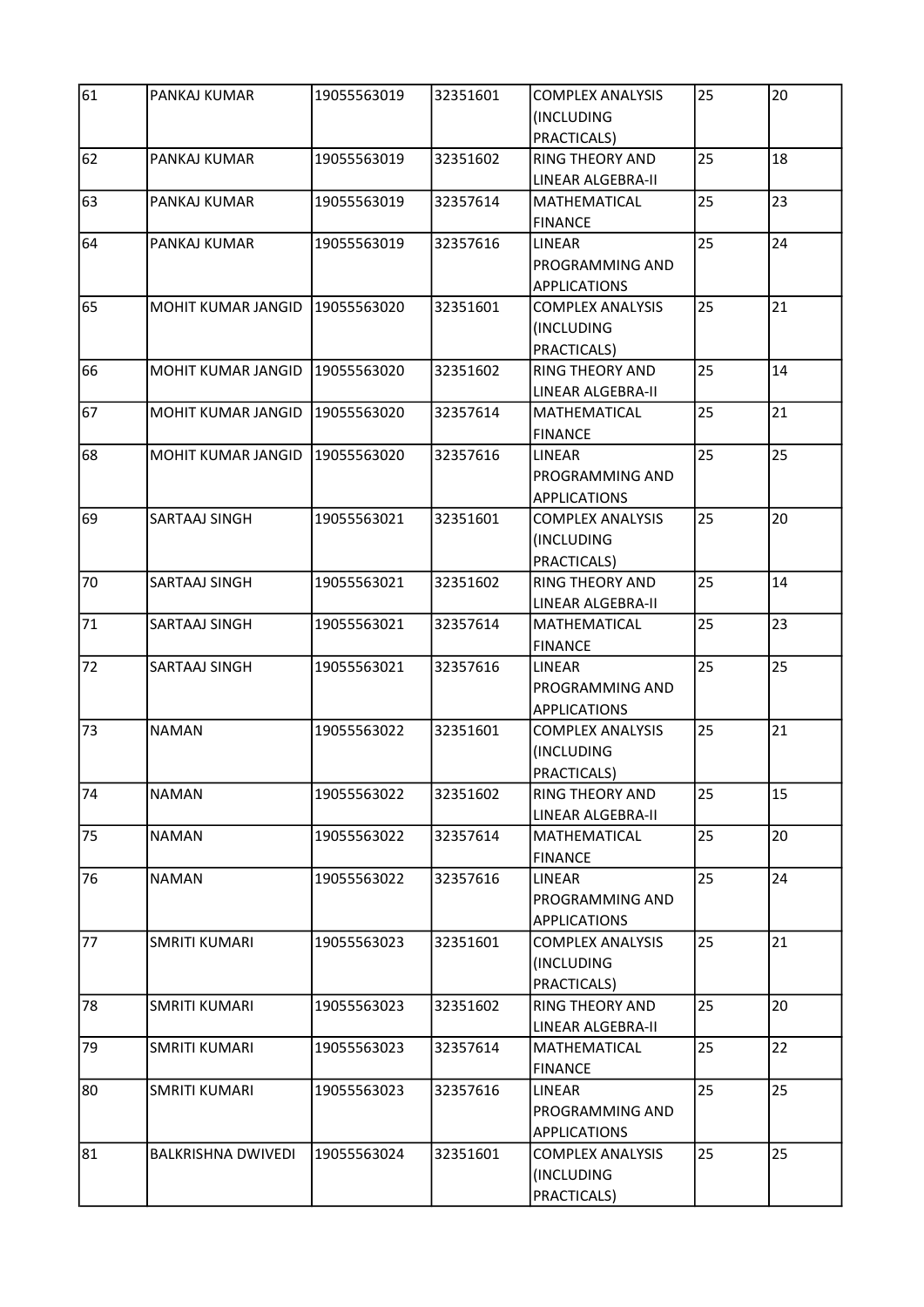| 61 | PANKAJ KUMAR | 19055563019 | 32351601 | COMPLEX ANALYSIS (INCLUDING PRACTICALS) | 25 | 20 |
|---|---|---|---|---|---|---|
| 62 | PANKAJ KUMAR | 19055563019 | 32351602 | RING THEORY AND LINEAR ALGEBRA-II | 25 | 18 |
| 63 | PANKAJ KUMAR | 19055563019 | 32357614 | MATHEMATICAL FINANCE | 25 | 23 |
| 64 | PANKAJ KUMAR | 19055563019 | 32357616 | LINEAR PROGRAMMING AND APPLICATIONS | 25 | 24 |
| 65 | MOHIT KUMAR JANGID | 19055563020 | 32351601 | COMPLEX ANALYSIS (INCLUDING PRACTICALS) | 25 | 21 |
| 66 | MOHIT KUMAR JANGID | 19055563020 | 32351602 | RING THEORY AND LINEAR ALGEBRA-II | 25 | 14 |
| 67 | MOHIT KUMAR JANGID | 19055563020 | 32357614 | MATHEMATICAL FINANCE | 25 | 21 |
| 68 | MOHIT KUMAR JANGID | 19055563020 | 32357616 | LINEAR PROGRAMMING AND APPLICATIONS | 25 | 25 |
| 69 | SARTAAJ SINGH | 19055563021 | 32351601 | COMPLEX ANALYSIS (INCLUDING PRACTICALS) | 25 | 20 |
| 70 | SARTAAJ SINGH | 19055563021 | 32351602 | RING THEORY AND LINEAR ALGEBRA-II | 25 | 14 |
| 71 | SARTAAJ SINGH | 19055563021 | 32357614 | MATHEMATICAL FINANCE | 25 | 23 |
| 72 | SARTAAJ SINGH | 19055563021 | 32357616 | LINEAR PROGRAMMING AND APPLICATIONS | 25 | 25 |
| 73 | NAMAN | 19055563022 | 32351601 | COMPLEX ANALYSIS (INCLUDING PRACTICALS) | 25 | 21 |
| 74 | NAMAN | 19055563022 | 32351602 | RING THEORY AND LINEAR ALGEBRA-II | 25 | 15 |
| 75 | NAMAN | 19055563022 | 32357614 | MATHEMATICAL FINANCE | 25 | 20 |
| 76 | NAMAN | 19055563022 | 32357616 | LINEAR PROGRAMMING AND APPLICATIONS | 25 | 24 |
| 77 | SMRITI KUMARI | 19055563023 | 32351601 | COMPLEX ANALYSIS (INCLUDING PRACTICALS) | 25 | 21 |
| 78 | SMRITI KUMARI | 19055563023 | 32351602 | RING THEORY AND LINEAR ALGEBRA-II | 25 | 20 |
| 79 | SMRITI KUMARI | 19055563023 | 32357614 | MATHEMATICAL FINANCE | 25 | 22 |
| 80 | SMRITI KUMARI | 19055563023 | 32357616 | LINEAR PROGRAMMING AND APPLICATIONS | 25 | 25 |
| 81 | BALKRISHNA DWIVEDI | 19055563024 | 32351601 | COMPLEX ANALYSIS (INCLUDING PRACTICALS) | 25 | 25 |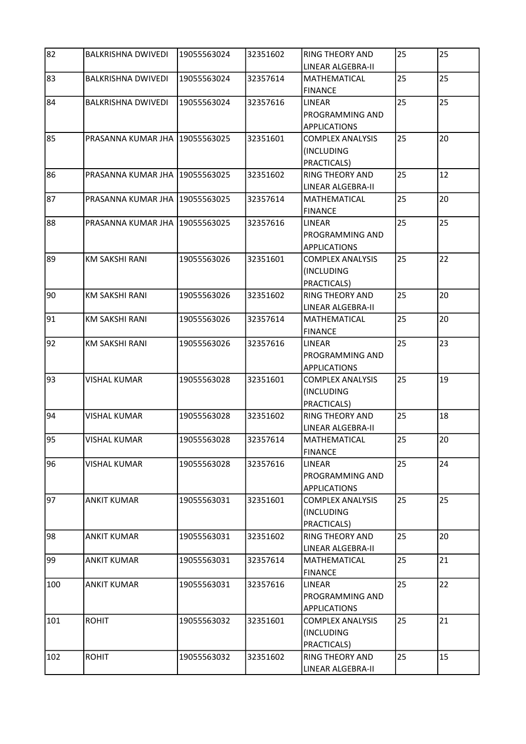| 82 | BALKRISHNA DWIVEDI | 19055563024 | 32351602 | RING THEORY AND LINEAR ALGEBRA-II | 25 | 25 |
|---|---|---|---|---|---|---|
| 83 | BALKRISHNA DWIVEDI | 19055563024 | 32357614 | MATHEMATICAL FINANCE | 25 | 25 |
| 84 | BALKRISHNA DWIVEDI | 19055563024 | 32357616 | LINEAR PROGRAMMING AND APPLICATIONS | 25 | 25 |
| 85 | PRASANNA KUMAR JHA | 19055563025 | 32351601 | COMPLEX ANALYSIS (INCLUDING PRACTICALS) | 25 | 20 |
| 86 | PRASANNA KUMAR JHA | 19055563025 | 32351602 | RING THEORY AND LINEAR ALGEBRA-II | 25 | 12 |
| 87 | PRASANNA KUMAR JHA | 19055563025 | 32357614 | MATHEMATICAL FINANCE | 25 | 20 |
| 88 | PRASANNA KUMAR JHA | 19055563025 | 32357616 | LINEAR PROGRAMMING AND APPLICATIONS | 25 | 25 |
| 89 | KM SAKSHI RANI | 19055563026 | 32351601 | COMPLEX ANALYSIS (INCLUDING PRACTICALS) | 25 | 22 |
| 90 | KM SAKSHI RANI | 19055563026 | 32351602 | RING THEORY AND LINEAR ALGEBRA-II | 25 | 20 |
| 91 | KM SAKSHI RANI | 19055563026 | 32357614 | MATHEMATICAL FINANCE | 25 | 20 |
| 92 | KM SAKSHI RANI | 19055563026 | 32357616 | LINEAR PROGRAMMING AND APPLICATIONS | 25 | 23 |
| 93 | VISHAL KUMAR | 19055563028 | 32351601 | COMPLEX ANALYSIS (INCLUDING PRACTICALS) | 25 | 19 |
| 94 | VISHAL KUMAR | 19055563028 | 32351602 | RING THEORY AND LINEAR ALGEBRA-II | 25 | 18 |
| 95 | VISHAL KUMAR | 19055563028 | 32357614 | MATHEMATICAL FINANCE | 25 | 20 |
| 96 | VISHAL KUMAR | 19055563028 | 32357616 | LINEAR PROGRAMMING AND APPLICATIONS | 25 | 24 |
| 97 | ANKIT KUMAR | 19055563031 | 32351601 | COMPLEX ANALYSIS (INCLUDING PRACTICALS) | 25 | 25 |
| 98 | ANKIT KUMAR | 19055563031 | 32351602 | RING THEORY AND LINEAR ALGEBRA-II | 25 | 20 |
| 99 | ANKIT KUMAR | 19055563031 | 32357614 | MATHEMATICAL FINANCE | 25 | 21 |
| 100 | ANKIT KUMAR | 19055563031 | 32357616 | LINEAR PROGRAMMING AND APPLICATIONS | 25 | 22 |
| 101 | ROHIT | 19055563032 | 32351601 | COMPLEX ANALYSIS (INCLUDING PRACTICALS) | 25 | 21 |
| 102 | ROHIT | 19055563032 | 32351602 | RING THEORY AND LINEAR ALGEBRA-II | 25 | 15 |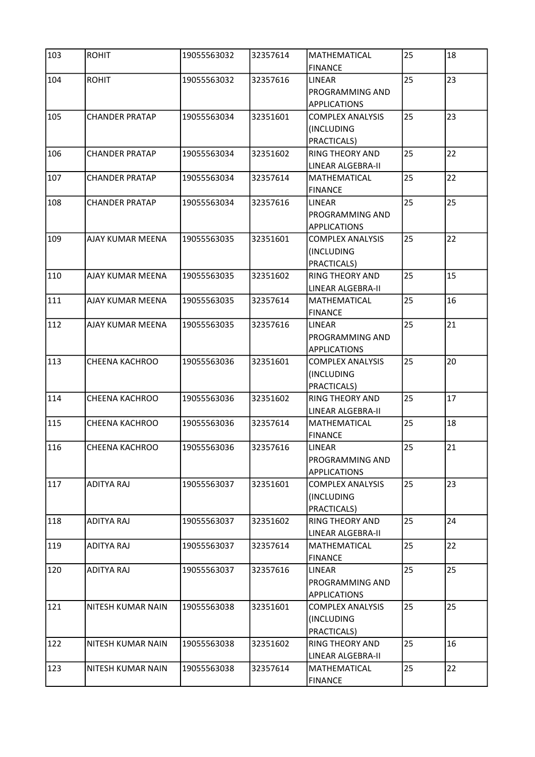| 103 | ROHIT | 19055563032 | 32357614 | MATHEMATICAL FINANCE | 25 | 18 |
|---|---|---|---|---|---|---|
| 104 | ROHIT | 19055563032 | 32357616 | LINEAR PROGRAMMING AND APPLICATIONS | 25 | 23 |
| 105 | CHANDER PRATAP | 19055563034 | 32351601 | COMPLEX ANALYSIS (INCLUDING PRACTICALS) | 25 | 23 |
| 106 | CHANDER PRATAP | 19055563034 | 32351602 | RING THEORY AND LINEAR ALGEBRA-II | 25 | 22 |
| 107 | CHANDER PRATAP | 19055563034 | 32357614 | MATHEMATICAL FINANCE | 25 | 22 |
| 108 | CHANDER PRATAP | 19055563034 | 32357616 | LINEAR PROGRAMMING AND APPLICATIONS | 25 | 25 |
| 109 | AJAY KUMAR MEENA | 19055563035 | 32351601 | COMPLEX ANALYSIS (INCLUDING PRACTICALS) | 25 | 22 |
| 110 | AJAY KUMAR MEENA | 19055563035 | 32351602 | RING THEORY AND LINEAR ALGEBRA-II | 25 | 15 |
| 111 | AJAY KUMAR MEENA | 19055563035 | 32357614 | MATHEMATICAL FINANCE | 25 | 16 |
| 112 | AJAY KUMAR MEENA | 19055563035 | 32357616 | LINEAR PROGRAMMING AND APPLICATIONS | 25 | 21 |
| 113 | CHEENA KACHROO | 19055563036 | 32351601 | COMPLEX ANALYSIS (INCLUDING PRACTICALS) | 25 | 20 |
| 114 | CHEENA KACHROO | 19055563036 | 32351602 | RING THEORY AND LINEAR ALGEBRA-II | 25 | 17 |
| 115 | CHEENA KACHROO | 19055563036 | 32357614 | MATHEMATICAL FINANCE | 25 | 18 |
| 116 | CHEENA KACHROO | 19055563036 | 32357616 | LINEAR PROGRAMMING AND APPLICATIONS | 25 | 21 |
| 117 | ADITYA RAJ | 19055563037 | 32351601 | COMPLEX ANALYSIS (INCLUDING PRACTICALS) | 25 | 23 |
| 118 | ADITYA RAJ | 19055563037 | 32351602 | RING THEORY AND LINEAR ALGEBRA-II | 25 | 24 |
| 119 | ADITYA RAJ | 19055563037 | 32357614 | MATHEMATICAL FINANCE | 25 | 22 |
| 120 | ADITYA RAJ | 19055563037 | 32357616 | LINEAR PROGRAMMING AND APPLICATIONS | 25 | 25 |
| 121 | NITESH KUMAR NAIN | 19055563038 | 32351601 | COMPLEX ANALYSIS (INCLUDING PRACTICALS) | 25 | 25 |
| 122 | NITESH KUMAR NAIN | 19055563038 | 32351602 | RING THEORY AND LINEAR ALGEBRA-II | 25 | 16 |
| 123 | NITESH KUMAR NAIN | 19055563038 | 32357614 | MATHEMATICAL FINANCE | 25 | 22 |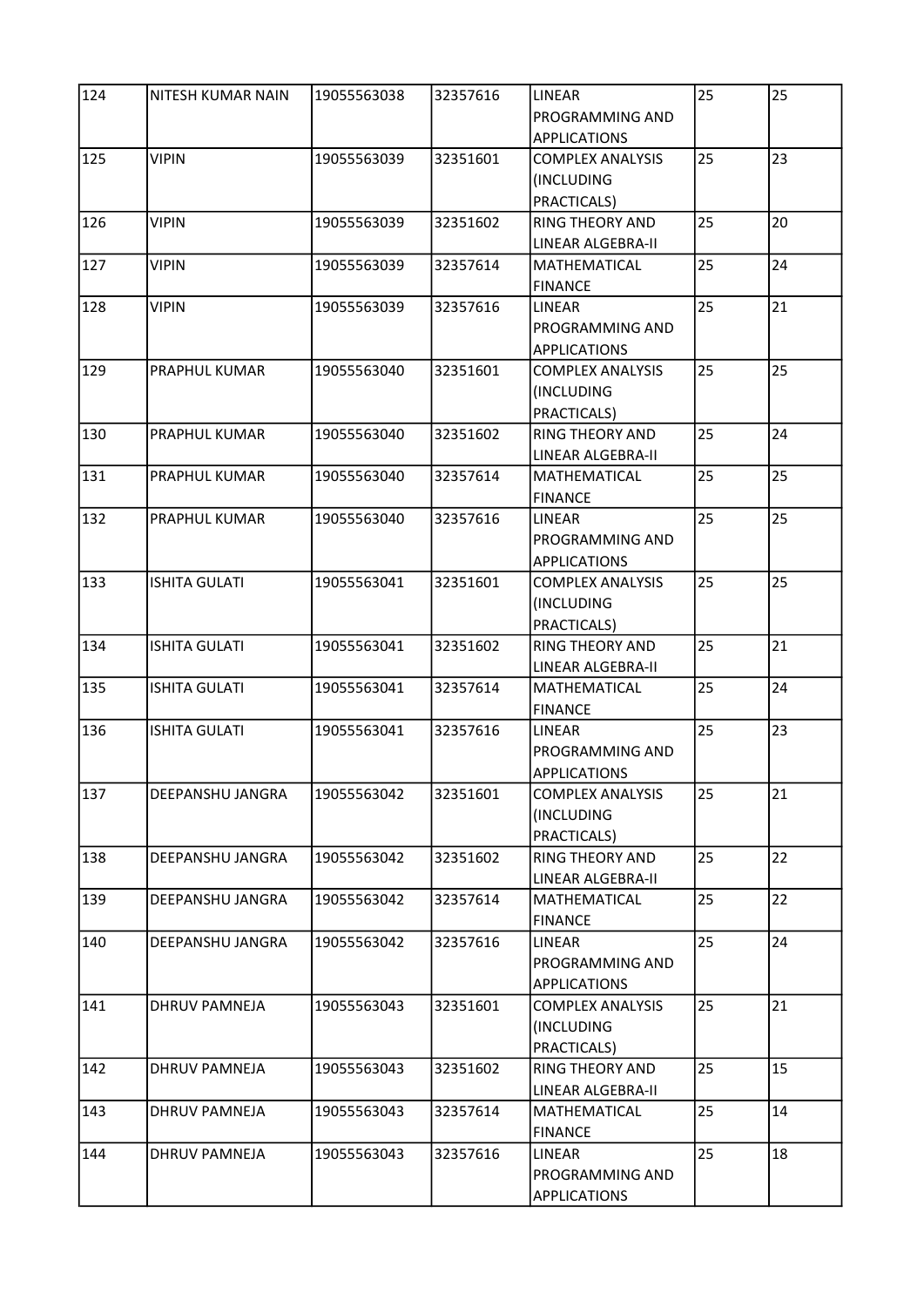| 124 | NITESH KUMAR NAIN | 19055563038 | 32357616 | LINEAR PROGRAMMING AND APPLICATIONS | 25 | 25 |
|---|---|---|---|---|---|---|
| 125 | VIPIN | 19055563039 | 32351601 | COMPLEX ANALYSIS (INCLUDING PRACTICALS) | 25 | 23 |
| 126 | VIPIN | 19055563039 | 32351602 | RING THEORY AND LINEAR ALGEBRA-II | 25 | 20 |
| 127 | VIPIN | 19055563039 | 32357614 | MATHEMATICAL FINANCE | 25 | 24 |
| 128 | VIPIN | 19055563039 | 32357616 | LINEAR PROGRAMMING AND APPLICATIONS | 25 | 21 |
| 129 | PRAPHUL KUMAR | 19055563040 | 32351601 | COMPLEX ANALYSIS (INCLUDING PRACTICALS) | 25 | 25 |
| 130 | PRAPHUL KUMAR | 19055563040 | 32351602 | RING THEORY AND LINEAR ALGEBRA-II | 25 | 24 |
| 131 | PRAPHUL KUMAR | 19055563040 | 32357614 | MATHEMATICAL FINANCE | 25 | 25 |
| 132 | PRAPHUL KUMAR | 19055563040 | 32357616 | LINEAR PROGRAMMING AND APPLICATIONS | 25 | 25 |
| 133 | ISHITA GULATI | 19055563041 | 32351601 | COMPLEX ANALYSIS (INCLUDING PRACTICALS) | 25 | 25 |
| 134 | ISHITA GULATI | 19055563041 | 32351602 | RING THEORY AND LINEAR ALGEBRA-II | 25 | 21 |
| 135 | ISHITA GULATI | 19055563041 | 32357614 | MATHEMATICAL FINANCE | 25 | 24 |
| 136 | ISHITA GULATI | 19055563041 | 32357616 | LINEAR PROGRAMMING AND APPLICATIONS | 25 | 23 |
| 137 | DEEPANSHU JANGRA | 19055563042 | 32351601 | COMPLEX ANALYSIS (INCLUDING PRACTICALS) | 25 | 21 |
| 138 | DEEPANSHU JANGRA | 19055563042 | 32351602 | RING THEORY AND LINEAR ALGEBRA-II | 25 | 22 |
| 139 | DEEPANSHU JANGRA | 19055563042 | 32357614 | MATHEMATICAL FINANCE | 25 | 22 |
| 140 | DEEPANSHU JANGRA | 19055563042 | 32357616 | LINEAR PROGRAMMING AND APPLICATIONS | 25 | 24 |
| 141 | DHRUV PAMNEJA | 19055563043 | 32351601 | COMPLEX ANALYSIS (INCLUDING PRACTICALS) | 25 | 21 |
| 142 | DHRUV PAMNEJA | 19055563043 | 32351602 | RING THEORY AND LINEAR ALGEBRA-II | 25 | 15 |
| 143 | DHRUV PAMNEJA | 19055563043 | 32357614 | MATHEMATICAL FINANCE | 25 | 14 |
| 144 | DHRUV PAMNEJA | 19055563043 | 32357616 | LINEAR PROGRAMMING AND APPLICATIONS | 25 | 18 |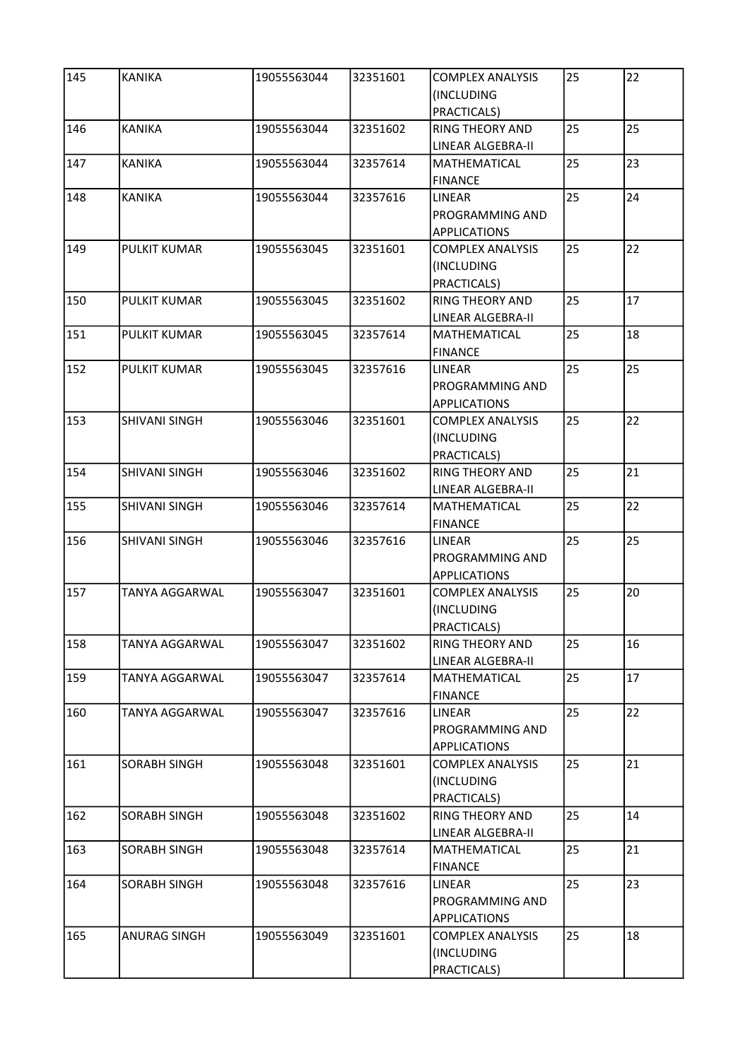| 145 | KANIKA | 19055563044 | 32351601 | COMPLEX ANALYSIS (INCLUDING PRACTICALS) | 25 | 22 |
|---|---|---|---|---|---|---|
| 146 | KANIKA | 19055563044 | 32351602 | RING THEORY AND LINEAR ALGEBRA-II | 25 | 25 |
| 147 | KANIKA | 19055563044 | 32357614 | MATHEMATICAL FINANCE | 25 | 23 |
| 148 | KANIKA | 19055563044 | 32357616 | LINEAR PROGRAMMING AND APPLICATIONS | 25 | 24 |
| 149 | PULKIT KUMAR | 19055563045 | 32351601 | COMPLEX ANALYSIS (INCLUDING PRACTICALS) | 25 | 22 |
| 150 | PULKIT KUMAR | 19055563045 | 32351602 | RING THEORY AND LINEAR ALGEBRA-II | 25 | 17 |
| 151 | PULKIT KUMAR | 19055563045 | 32357614 | MATHEMATICAL FINANCE | 25 | 18 |
| 152 | PULKIT KUMAR | 19055563045 | 32357616 | LINEAR PROGRAMMING AND APPLICATIONS | 25 | 25 |
| 153 | SHIVANI SINGH | 19055563046 | 32351601 | COMPLEX ANALYSIS (INCLUDING PRACTICALS) | 25 | 22 |
| 154 | SHIVANI SINGH | 19055563046 | 32351602 | RING THEORY AND LINEAR ALGEBRA-II | 25 | 21 |
| 155 | SHIVANI SINGH | 19055563046 | 32357614 | MATHEMATICAL FINANCE | 25 | 22 |
| 156 | SHIVANI SINGH | 19055563046 | 32357616 | LINEAR PROGRAMMING AND APPLICATIONS | 25 | 25 |
| 157 | TANYA AGGARWAL | 19055563047 | 32351601 | COMPLEX ANALYSIS (INCLUDING PRACTICALS) | 25 | 20 |
| 158 | TANYA AGGARWAL | 19055563047 | 32351602 | RING THEORY AND LINEAR ALGEBRA-II | 25 | 16 |
| 159 | TANYA AGGARWAL | 19055563047 | 32357614 | MATHEMATICAL FINANCE | 25 | 17 |
| 160 | TANYA AGGARWAL | 19055563047 | 32357616 | LINEAR PROGRAMMING AND APPLICATIONS | 25 | 22 |
| 161 | SORABH SINGH | 19055563048 | 32351601 | COMPLEX ANALYSIS (INCLUDING PRACTICALS) | 25 | 21 |
| 162 | SORABH SINGH | 19055563048 | 32351602 | RING THEORY AND LINEAR ALGEBRA-II | 25 | 14 |
| 163 | SORABH SINGH | 19055563048 | 32357614 | MATHEMATICAL FINANCE | 25 | 21 |
| 164 | SORABH SINGH | 19055563048 | 32357616 | LINEAR PROGRAMMING AND APPLICATIONS | 25 | 23 |
| 165 | ANURAG SINGH | 19055563049 | 32351601 | COMPLEX ANALYSIS (INCLUDING PRACTICALS) | 25 | 18 |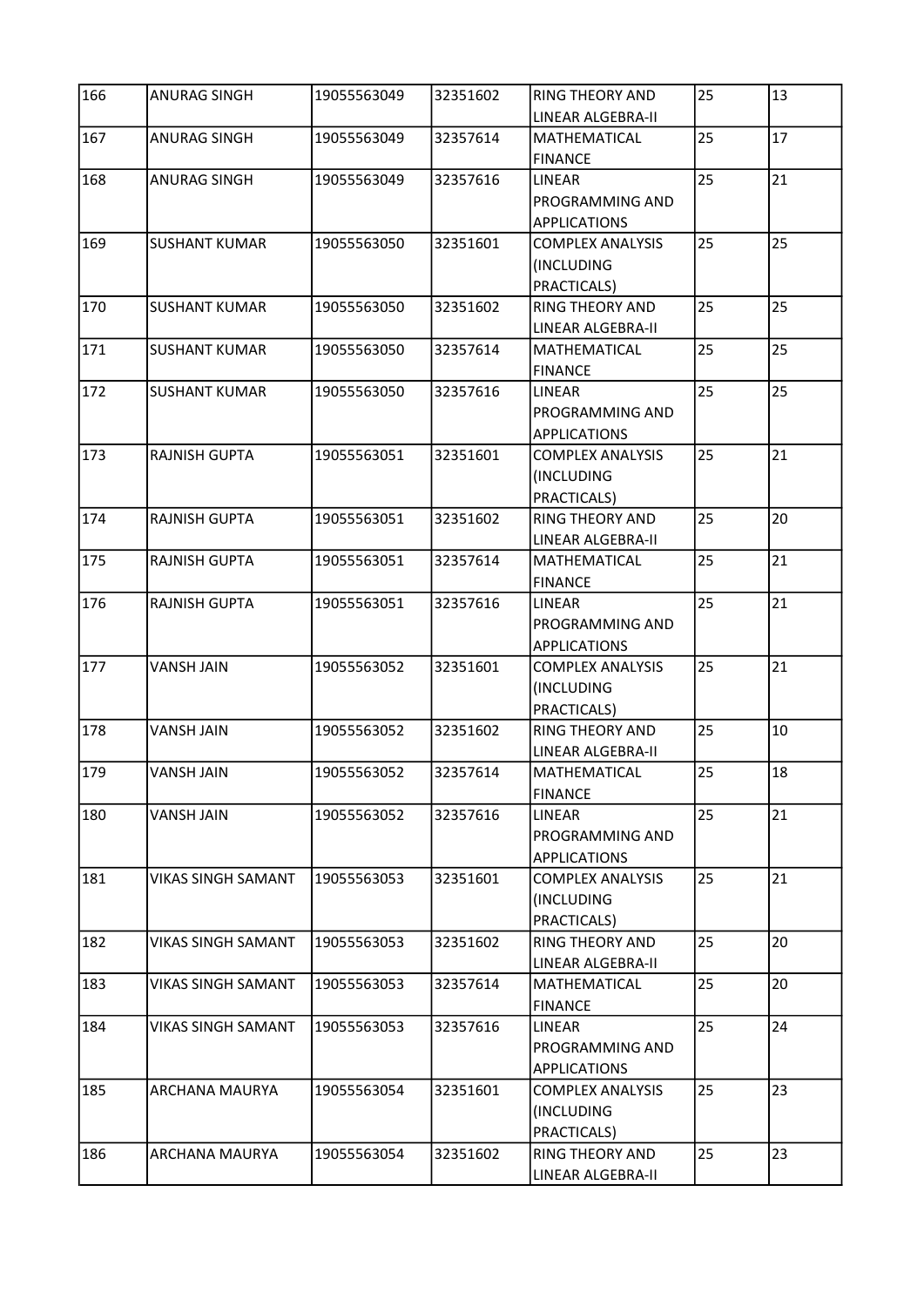| 166 | ANURAG SINGH | 19055563049 | 32351602 | RING THEORY AND LINEAR ALGEBRA-II | 25 | 13 |
|---|---|---|---|---|---|---|
| 167 | ANURAG SINGH | 19055563049 | 32357614 | MATHEMATICAL FINANCE | 25 | 17 |
| 168 | ANURAG SINGH | 19055563049 | 32357616 | LINEAR PROGRAMMING AND APPLICATIONS | 25 | 21 |
| 169 | SUSHANT KUMAR | 19055563050 | 32351601 | COMPLEX ANALYSIS (INCLUDING PRACTICALS) | 25 | 25 |
| 170 | SUSHANT KUMAR | 19055563050 | 32351602 | RING THEORY AND LINEAR ALGEBRA-II | 25 | 25 |
| 171 | SUSHANT KUMAR | 19055563050 | 32357614 | MATHEMATICAL FINANCE | 25 | 25 |
| 172 | SUSHANT KUMAR | 19055563050 | 32357616 | LINEAR PROGRAMMING AND APPLICATIONS | 25 | 25 |
| 173 | RAJNISH GUPTA | 19055563051 | 32351601 | COMPLEX ANALYSIS (INCLUDING PRACTICALS) | 25 | 21 |
| 174 | RAJNISH GUPTA | 19055563051 | 32351602 | RING THEORY AND LINEAR ALGEBRA-II | 25 | 20 |
| 175 | RAJNISH GUPTA | 19055563051 | 32357614 | MATHEMATICAL FINANCE | 25 | 21 |
| 176 | RAJNISH GUPTA | 19055563051 | 32357616 | LINEAR PROGRAMMING AND APPLICATIONS | 25 | 21 |
| 177 | VANSH JAIN | 19055563052 | 32351601 | COMPLEX ANALYSIS (INCLUDING PRACTICALS) | 25 | 21 |
| 178 | VANSH JAIN | 19055563052 | 32351602 | RING THEORY AND LINEAR ALGEBRA-II | 25 | 10 |
| 179 | VANSH JAIN | 19055563052 | 32357614 | MATHEMATICAL FINANCE | 25 | 18 |
| 180 | VANSH JAIN | 19055563052 | 32357616 | LINEAR PROGRAMMING AND APPLICATIONS | 25 | 21 |
| 181 | VIKAS SINGH SAMANT | 19055563053 | 32351601 | COMPLEX ANALYSIS (INCLUDING PRACTICALS) | 25 | 21 |
| 182 | VIKAS SINGH SAMANT | 19055563053 | 32351602 | RING THEORY AND LINEAR ALGEBRA-II | 25 | 20 |
| 183 | VIKAS SINGH SAMANT | 19055563053 | 32357614 | MATHEMATICAL FINANCE | 25 | 20 |
| 184 | VIKAS SINGH SAMANT | 19055563053 | 32357616 | LINEAR PROGRAMMING AND APPLICATIONS | 25 | 24 |
| 185 | ARCHANA MAURYA | 19055563054 | 32351601 | COMPLEX ANALYSIS (INCLUDING PRACTICALS) | 25 | 23 |
| 186 | ARCHANA MAURYA | 19055563054 | 32351602 | RING THEORY AND LINEAR ALGEBRA-II | 25 | 23 |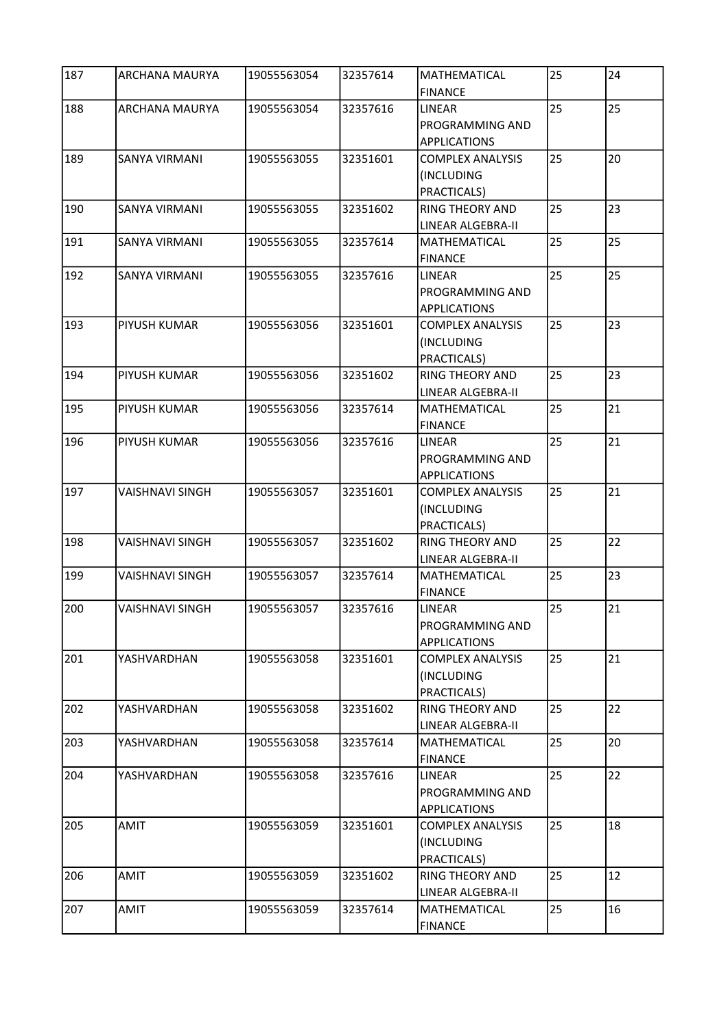| | | | | | | |
|---|---|---|---|---|---|---|
| 187 | ARCHANA MAURYA | 19055563054 | 32357614 | MATHEMATICAL FINANCE | 25 | 24 |
| 188 | ARCHANA MAURYA | 19055563054 | 32357616 | LINEAR PROGRAMMING AND APPLICATIONS | 25 | 25 |
| 189 | SANYA VIRMANI | 19055563055 | 32351601 | COMPLEX ANALYSIS (INCLUDING PRACTICALS) | 25 | 20 |
| 190 | SANYA VIRMANI | 19055563055 | 32351602 | RING THEORY AND LINEAR ALGEBRA-II | 25 | 23 |
| 191 | SANYA VIRMANI | 19055563055 | 32357614 | MATHEMATICAL FINANCE | 25 | 25 |
| 192 | SANYA VIRMANI | 19055563055 | 32357616 | LINEAR PROGRAMMING AND APPLICATIONS | 25 | 25 |
| 193 | PIYUSH KUMAR | 19055563056 | 32351601 | COMPLEX ANALYSIS (INCLUDING PRACTICALS) | 25 | 23 |
| 194 | PIYUSH KUMAR | 19055563056 | 32351602 | RING THEORY AND LINEAR ALGEBRA-II | 25 | 23 |
| 195 | PIYUSH KUMAR | 19055563056 | 32357614 | MATHEMATICAL FINANCE | 25 | 21 |
| 196 | PIYUSH KUMAR | 19055563056 | 32357616 | LINEAR PROGRAMMING AND APPLICATIONS | 25 | 21 |
| 197 | VAISHNAVI SINGH | 19055563057 | 32351601 | COMPLEX ANALYSIS (INCLUDING PRACTICALS) | 25 | 21 |
| 198 | VAISHNAVI SINGH | 19055563057 | 32351602 | RING THEORY AND LINEAR ALGEBRA-II | 25 | 22 |
| 199 | VAISHNAVI SINGH | 19055563057 | 32357614 | MATHEMATICAL FINANCE | 25 | 23 |
| 200 | VAISHNAVI SINGH | 19055563057 | 32357616 | LINEAR PROGRAMMING AND APPLICATIONS | 25 | 21 |
| 201 | YASHVARDHAN | 19055563058 | 32351601 | COMPLEX ANALYSIS (INCLUDING PRACTICALS) | 25 | 21 |
| 202 | YASHVARDHAN | 19055563058 | 32351602 | RING THEORY AND LINEAR ALGEBRA-II | 25 | 22 |
| 203 | YASHVARDHAN | 19055563058 | 32357614 | MATHEMATICAL FINANCE | 25 | 20 |
| 204 | YASHVARDHAN | 19055563058 | 32357616 | LINEAR PROGRAMMING AND APPLICATIONS | 25 | 22 |
| 205 | AMIT | 19055563059 | 32351601 | COMPLEX ANALYSIS (INCLUDING PRACTICALS) | 25 | 18 |
| 206 | AMIT | 19055563059 | 32351602 | RING THEORY AND LINEAR ALGEBRA-II | 25 | 12 |
| 207 | AMIT | 19055563059 | 32357614 | MATHEMATICAL FINANCE | 25 | 16 |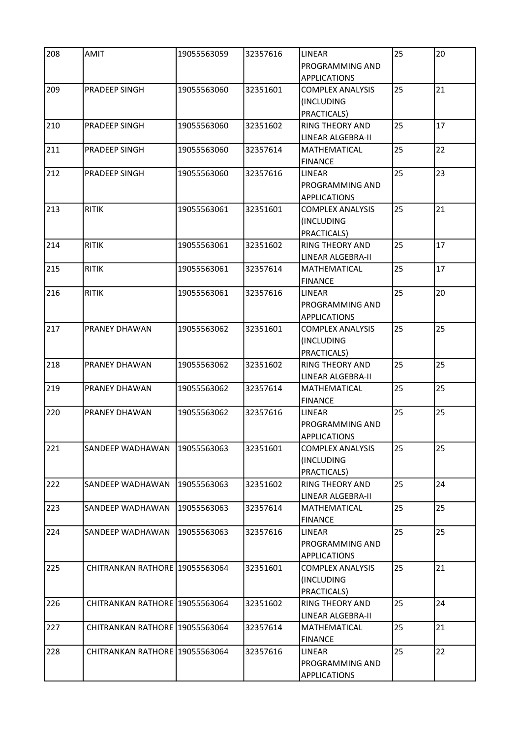| 208 | AMIT | 19055563059 | 32357616 | LINEAR PROGRAMMING AND APPLICATIONS | 25 | 20 |
|---|---|---|---|---|---|---|
| 209 | PRADEEP SINGH | 19055563060 | 32351601 | COMPLEX ANALYSIS (INCLUDING PRACTICALS) | 25 | 21 |
| 210 | PRADEEP SINGH | 19055563060 | 32351602 | RING THEORY AND LINEAR ALGEBRA-II | 25 | 17 |
| 211 | PRADEEP SINGH | 19055563060 | 32357614 | MATHEMATICAL FINANCE | 25 | 22 |
| 212 | PRADEEP SINGH | 19055563060 | 32357616 | LINEAR PROGRAMMING AND APPLICATIONS | 25 | 23 |
| 213 | RITIK | 19055563061 | 32351601 | COMPLEX ANALYSIS (INCLUDING PRACTICALS) | 25 | 21 |
| 214 | RITIK | 19055563061 | 32351602 | RING THEORY AND LINEAR ALGEBRA-II | 25 | 17 |
| 215 | RITIK | 19055563061 | 32357614 | MATHEMATICAL FINANCE | 25 | 17 |
| 216 | RITIK | 19055563061 | 32357616 | LINEAR PROGRAMMING AND APPLICATIONS | 25 | 20 |
| 217 | PRANEY DHAWAN | 19055563062 | 32351601 | COMPLEX ANALYSIS (INCLUDING PRACTICALS) | 25 | 25 |
| 218 | PRANEY DHAWAN | 19055563062 | 32351602 | RING THEORY AND LINEAR ALGEBRA-II | 25 | 25 |
| 219 | PRANEY DHAWAN | 19055563062 | 32357614 | MATHEMATICAL FINANCE | 25 | 25 |
| 220 | PRANEY DHAWAN | 19055563062 | 32357616 | LINEAR PROGRAMMING AND APPLICATIONS | 25 | 25 |
| 221 | SANDEEP WADHAWAN | 19055563063 | 32351601 | COMPLEX ANALYSIS (INCLUDING PRACTICALS) | 25 | 25 |
| 222 | SANDEEP WADHAWAN | 19055563063 | 32351602 | RING THEORY AND LINEAR ALGEBRA-II | 25 | 24 |
| 223 | SANDEEP WADHAWAN | 19055563063 | 32357614 | MATHEMATICAL FINANCE | 25 | 25 |
| 224 | SANDEEP WADHAWAN | 19055563063 | 32357616 | LINEAR PROGRAMMING AND APPLICATIONS | 25 | 25 |
| 225 | CHITRANKAN RATHORE | 19055563064 | 32351601 | COMPLEX ANALYSIS (INCLUDING PRACTICALS) | 25 | 21 |
| 226 | CHITRANKAN RATHORE | 19055563064 | 32351602 | RING THEORY AND LINEAR ALGEBRA-II | 25 | 24 |
| 227 | CHITRANKAN RATHORE | 19055563064 | 32357614 | MATHEMATICAL FINANCE | 25 | 21 |
| 228 | CHITRANKAN RATHORE | 19055563064 | 32357616 | LINEAR PROGRAMMING AND APPLICATIONS | 25 | 22 |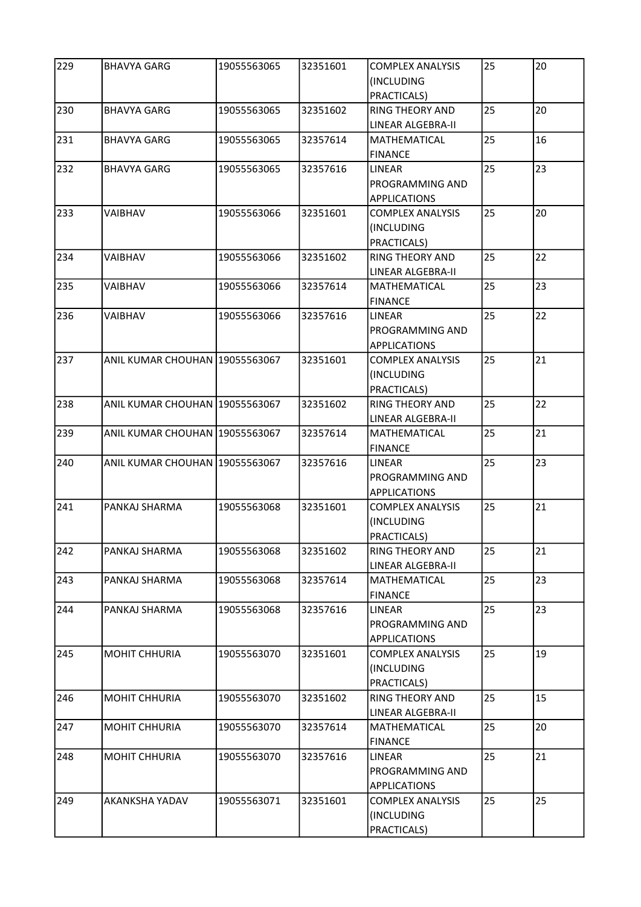| 229 | BHAVYA GARG | 19055563065 | 32351601 | COMPLEX ANALYSIS (INCLUDING PRACTICALS) | 25 | 20 |
|---|---|---|---|---|---|---|
| 230 | BHAVYA GARG | 19055563065 | 32351602 | RING THEORY AND LINEAR ALGEBRA-II | 25 | 20 |
| 231 | BHAVYA GARG | 19055563065 | 32357614 | MATHEMATICAL FINANCE | 25 | 16 |
| 232 | BHAVYA GARG | 19055563065 | 32357616 | LINEAR PROGRAMMING AND APPLICATIONS | 25 | 23 |
| 233 | VAIBHAV | 19055563066 | 32351601 | COMPLEX ANALYSIS (INCLUDING PRACTICALS) | 25 | 20 |
| 234 | VAIBHAV | 19055563066 | 32351602 | RING THEORY AND LINEAR ALGEBRA-II | 25 | 22 |
| 235 | VAIBHAV | 19055563066 | 32357614 | MATHEMATICAL FINANCE | 25 | 23 |
| 236 | VAIBHAV | 19055563066 | 32357616 | LINEAR PROGRAMMING AND APPLICATIONS | 25 | 22 |
| 237 | ANIL KUMAR CHOUHAN | 19055563067 | 32351601 | COMPLEX ANALYSIS (INCLUDING PRACTICALS) | 25 | 21 |
| 238 | ANIL KUMAR CHOUHAN | 19055563067 | 32351602 | RING THEORY AND LINEAR ALGEBRA-II | 25 | 22 |
| 239 | ANIL KUMAR CHOUHAN | 19055563067 | 32357614 | MATHEMATICAL FINANCE | 25 | 21 |
| 240 | ANIL KUMAR CHOUHAN | 19055563067 | 32357616 | LINEAR PROGRAMMING AND APPLICATIONS | 25 | 23 |
| 241 | PANKAJ SHARMA | 19055563068 | 32351601 | COMPLEX ANALYSIS (INCLUDING PRACTICALS) | 25 | 21 |
| 242 | PANKAJ SHARMA | 19055563068 | 32351602 | RING THEORY AND LINEAR ALGEBRA-II | 25 | 21 |
| 243 | PANKAJ SHARMA | 19055563068 | 32357614 | MATHEMATICAL FINANCE | 25 | 23 |
| 244 | PANKAJ SHARMA | 19055563068 | 32357616 | LINEAR PROGRAMMING AND APPLICATIONS | 25 | 23 |
| 245 | MOHIT CHHURIA | 19055563070 | 32351601 | COMPLEX ANALYSIS (INCLUDING PRACTICALS) | 25 | 19 |
| 246 | MOHIT CHHURIA | 19055563070 | 32351602 | RING THEORY AND LINEAR ALGEBRA-II | 25 | 15 |
| 247 | MOHIT CHHURIA | 19055563070 | 32357614 | MATHEMATICAL FINANCE | 25 | 20 |
| 248 | MOHIT CHHURIA | 19055563070 | 32357616 | LINEAR PROGRAMMING AND APPLICATIONS | 25 | 21 |
| 249 | AKANKSHA YADAV | 19055563071 | 32351601 | COMPLEX ANALYSIS (INCLUDING PRACTICALS) | 25 | 25 |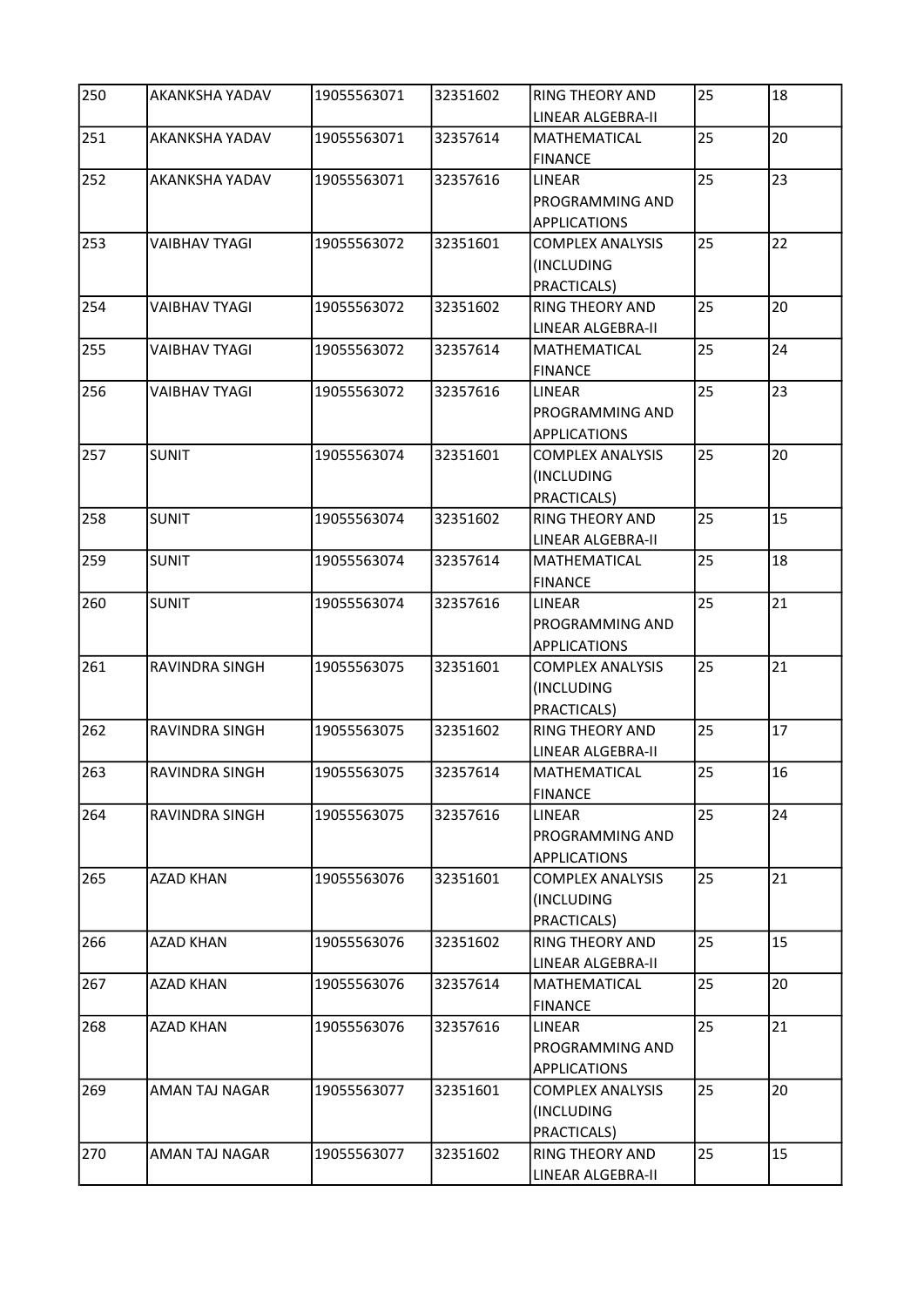| 250 | AKANKSHA YADAV | 19055563071 | 32351602 | RING THEORY AND LINEAR ALGEBRA-II | 25 | 18 |
|---|---|---|---|---|---|---|
| 251 | AKANKSHA YADAV | 19055563071 | 32357614 | MATHEMATICAL FINANCE | 25 | 20 |
| 252 | AKANKSHA YADAV | 19055563071 | 32357616 | LINEAR PROGRAMMING AND APPLICATIONS | 25 | 23 |
| 253 | VAIBHAV TYAGI | 19055563072 | 32351601 | COMPLEX ANALYSIS (INCLUDING PRACTICALS) | 25 | 22 |
| 254 | VAIBHAV TYAGI | 19055563072 | 32351602 | RING THEORY AND LINEAR ALGEBRA-II | 25 | 20 |
| 255 | VAIBHAV TYAGI | 19055563072 | 32357614 | MATHEMATICAL FINANCE | 25 | 24 |
| 256 | VAIBHAV TYAGI | 19055563072 | 32357616 | LINEAR PROGRAMMING AND APPLICATIONS | 25 | 23 |
| 257 | SUNIT | 19055563074 | 32351601 | COMPLEX ANALYSIS (INCLUDING PRACTICALS) | 25 | 20 |
| 258 | SUNIT | 19055563074 | 32351602 | RING THEORY AND LINEAR ALGEBRA-II | 25 | 15 |
| 259 | SUNIT | 19055563074 | 32357614 | MATHEMATICAL FINANCE | 25 | 18 |
| 260 | SUNIT | 19055563074 | 32357616 | LINEAR PROGRAMMING AND APPLICATIONS | 25 | 21 |
| 261 | RAVINDRA SINGH | 19055563075 | 32351601 | COMPLEX ANALYSIS (INCLUDING PRACTICALS) | 25 | 21 |
| 262 | RAVINDRA SINGH | 19055563075 | 32351602 | RING THEORY AND LINEAR ALGEBRA-II | 25 | 17 |
| 263 | RAVINDRA SINGH | 19055563075 | 32357614 | MATHEMATICAL FINANCE | 25 | 16 |
| 264 | RAVINDRA SINGH | 19055563075 | 32357616 | LINEAR PROGRAMMING AND APPLICATIONS | 25 | 24 |
| 265 | AZAD KHAN | 19055563076 | 32351601 | COMPLEX ANALYSIS (INCLUDING PRACTICALS) | 25 | 21 |
| 266 | AZAD KHAN | 19055563076 | 32351602 | RING THEORY AND LINEAR ALGEBRA-II | 25 | 15 |
| 267 | AZAD KHAN | 19055563076 | 32357614 | MATHEMATICAL FINANCE | 25 | 20 |
| 268 | AZAD KHAN | 19055563076 | 32357616 | LINEAR PROGRAMMING AND APPLICATIONS | 25 | 21 |
| 269 | AMAN TAJ NAGAR | 19055563077 | 32351601 | COMPLEX ANALYSIS (INCLUDING PRACTICALS) | 25 | 20 |
| 270 | AMAN TAJ NAGAR | 19055563077 | 32351602 | RING THEORY AND LINEAR ALGEBRA-II | 25 | 15 |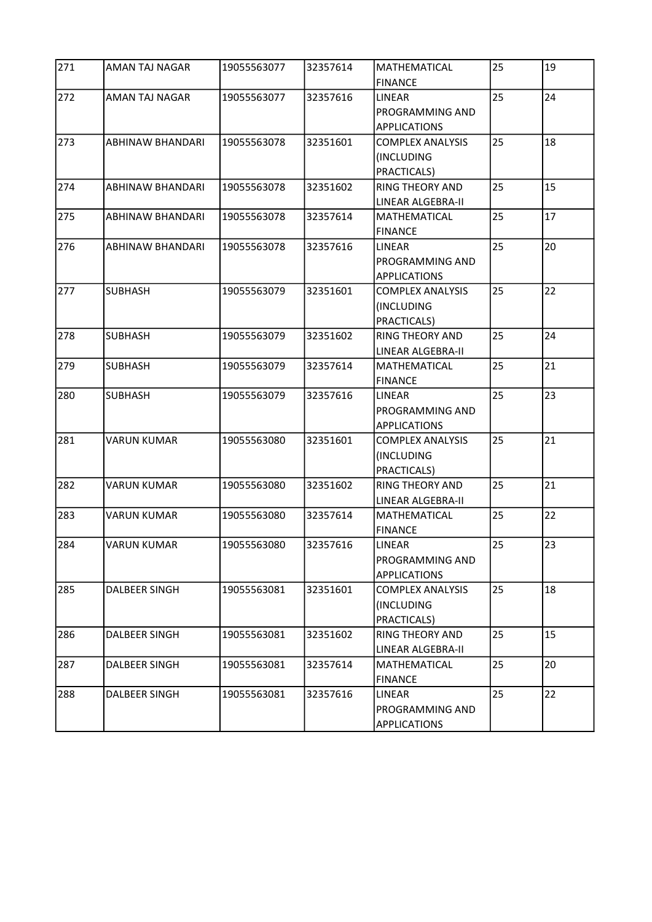| | | | | | | |
|---|---|---|---|---|---|---|
| 271 | AMAN TAJ NAGAR | 19055563077 | 32357614 | MATHEMATICAL FINANCE | 25 | 19 |
| 272 | AMAN TAJ NAGAR | 19055563077 | 32357616 | LINEAR PROGRAMMING AND APPLICATIONS | 25 | 24 |
| 273 | ABHINAW BHANDARI | 19055563078 | 32351601 | COMPLEX ANALYSIS (INCLUDING PRACTICALS) | 25 | 18 |
| 274 | ABHINAW BHANDARI | 19055563078 | 32351602 | RING THEORY AND LINEAR ALGEBRA-II | 25 | 15 |
| 275 | ABHINAW BHANDARI | 19055563078 | 32357614 | MATHEMATICAL FINANCE | 25 | 17 |
| 276 | ABHINAW BHANDARI | 19055563078 | 32357616 | LINEAR PROGRAMMING AND APPLICATIONS | 25 | 20 |
| 277 | SUBHASH | 19055563079 | 32351601 | COMPLEX ANALYSIS (INCLUDING PRACTICALS) | 25 | 22 |
| 278 | SUBHASH | 19055563079 | 32351602 | RING THEORY AND LINEAR ALGEBRA-II | 25 | 24 |
| 279 | SUBHASH | 19055563079 | 32357614 | MATHEMATICAL FINANCE | 25 | 21 |
| 280 | SUBHASH | 19055563079 | 32357616 | LINEAR PROGRAMMING AND APPLICATIONS | 25 | 23 |
| 281 | VARUN KUMAR | 19055563080 | 32351601 | COMPLEX ANALYSIS (INCLUDING PRACTICALS) | 25 | 21 |
| 282 | VARUN KUMAR | 19055563080 | 32351602 | RING THEORY AND LINEAR ALGEBRA-II | 25 | 21 |
| 283 | VARUN KUMAR | 19055563080 | 32357614 | MATHEMATICAL FINANCE | 25 | 22 |
| 284 | VARUN KUMAR | 19055563080 | 32357616 | LINEAR PROGRAMMING AND APPLICATIONS | 25 | 23 |
| 285 | DALBEER SINGH | 19055563081 | 32351601 | COMPLEX ANALYSIS (INCLUDING PRACTICALS) | 25 | 18 |
| 286 | DALBEER SINGH | 19055563081 | 32351602 | RING THEORY AND LINEAR ALGEBRA-II | 25 | 15 |
| 287 | DALBEER SINGH | 19055563081 | 32357614 | MATHEMATICAL FINANCE | 25 | 20 |
| 288 | DALBEER SINGH | 19055563081 | 32357616 | LINEAR PROGRAMMING AND APPLICATIONS | 25 | 22 |